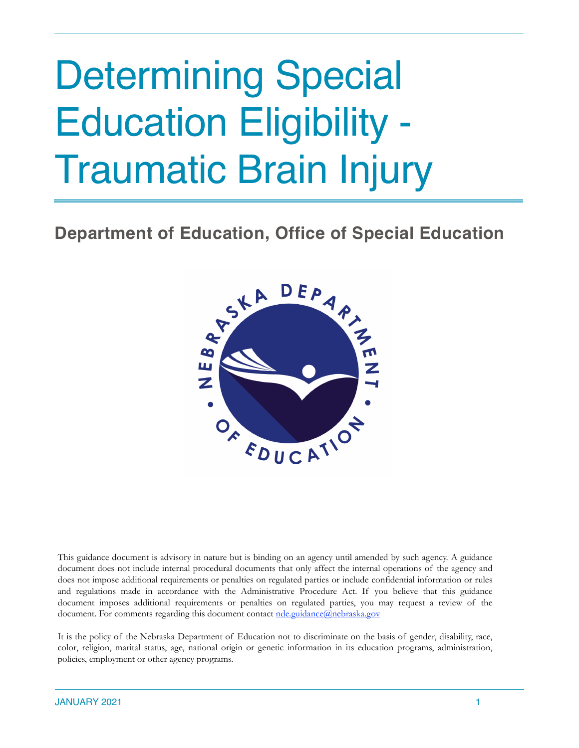# Determining Special Education Eligibility - Traumatic Brain Injury

## Department of Education, Office of Special Education

This guidance document is advisory in nature but is binding on an agency until amended by such agency. A guidance document does not include internal procedural documents that only affect the internal operations of the agency and does not impose additional requirements or penalties on regulated parties or include confidential information or rules and regulations made in accordance with the Administrative Procedure Act. If you believe that this guidance document imposes additional requirements or penalties on regulated parties, you may request a review of the document. For comments regarding this document contact nde.guidance@nebraska.gov

It is the policy of the Nebraska Department of Education not to discriminate on the basis of gender, disability, race, color, religion, marital status, age, national origin or genetic information in its education programs, administration, policies, employment or other agency programs.

JANUARY 2021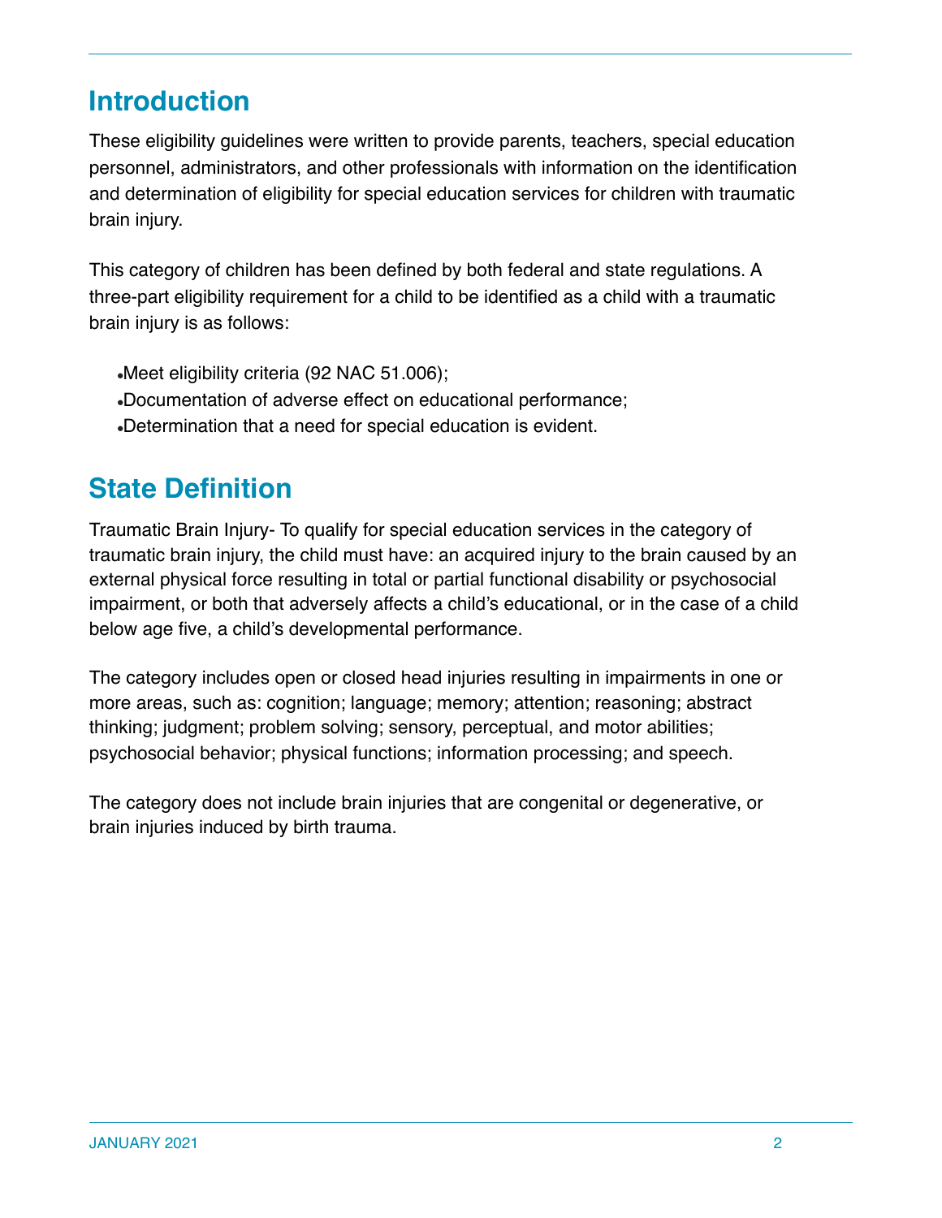## Introduction

These eligibility guidelines were written to provide parents, teachers, special education personnel, administrators, and other professionals with information on the identification and determination of eligibility for special education services for children with traumatic brain injury.

This category of children has been defined by both federal and state regulations. A three-part eligibility requirement for a child to be identified as a child with a traumatic brain injury is as follows:

- Meet eligibility criteria (92 NAC 51.006);
- Documentation of adverse effect on educational performance;
- Determination that a need for special education is evident.

## State Definition

Traumatic Brain Injury- To qualify for special education services in the category of traumatic brain injury, the child must have: an acquired injury to the brain caused by an external physical force resulting in total or partial functional disability or psychosocial impairment, or both that adversely affects a child's educational, or in the case of a child below age five, a child's developmental performance.

The category includes open or closed head injuries resulting in impairments in one or more areas, such as: cognition; language; memory; attention; reasoning; abstract thinking; judgment; problem solving; sensory, perceptual, and motor abilities; psychosocial behavior; physical functions; information processing; and speech.

The category does not include brain injuries that are congenital or degenerative, or brain injuries induced by birth trauma.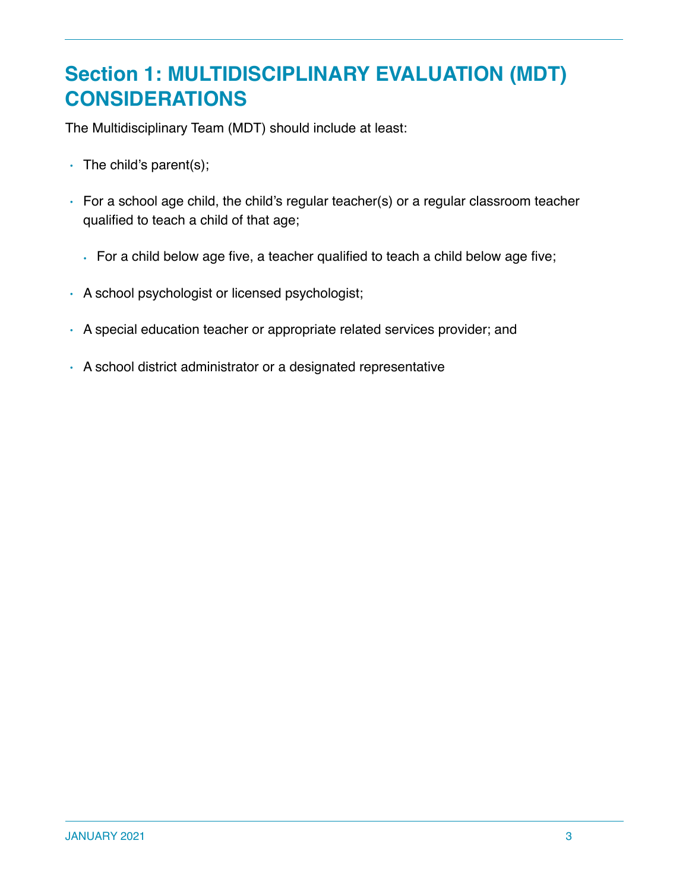# Section 1: MULTIDISCIPLINARY EVALUATION (MDT) CONSIDERATIONS

The Multidisciplinary Team (MDT) should include at least:

- The child's parent(s);
- For a school age child, the child's regular teacher(s) or a regular classroom teacher qualified to teach a child of that age;
  - For a child below age five, a teacher qualified to teach a child below age five;
- A school psychologist or licensed psychologist;
- A special education teacher or appropriate related services provider; and
- A school district administrator or a designated representative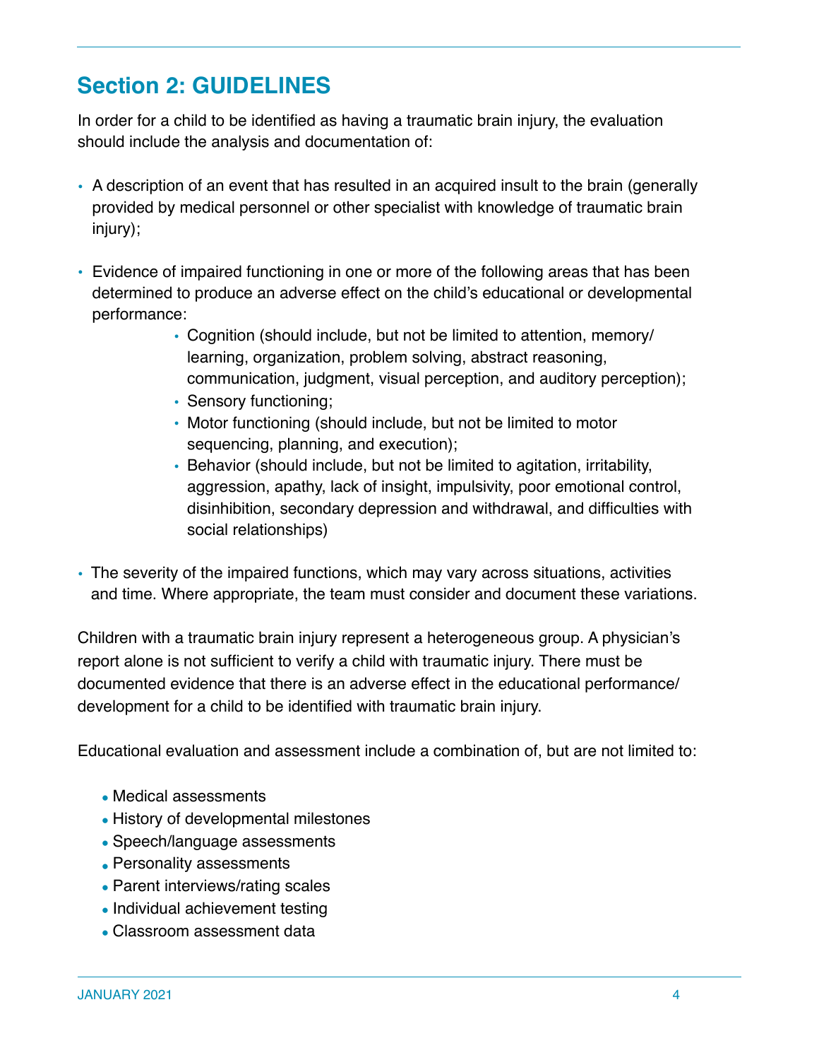## Section 2: GUIDELINES

In order for a child to be identified as having a traumatic brain injury, the evaluation should include the analysis and documentation of:

- A description of an event that has resulted in an acquired insult to the brain (generally provided by medical personnel or other specialist with knowledge of traumatic brain injury);
- Evidence of impaired functioning in one or more of the following areas that has been determined to produce an adverse effect on the child's educational or developmental performance:
  - Cognition (should include, but not be limited to attention, memory/learning, organization, problem solving, abstract reasoning, communication, judgment, visual perception, and auditory perception);
  - Sensory functioning;
  - Motor functioning (should include, but not be limited to motor sequencing, planning, and execution);
  - Behavior (should include, but not be limited to agitation, irritability, aggression, apathy, lack of insight, impulsivity, poor emotional control, disinhibition, secondary depression and withdrawal, and difficulties with social relationships)
- The severity of the impaired functions, which may vary across situations, activities and time. Where appropriate, the team must consider and document these variations.

Children with a traumatic brain injury represent a heterogeneous group. A physician's report alone is not sufficient to verify a child with traumatic injury. There must be documented evidence that there is an adverse effect in the educational performance/development for a child to be identified with traumatic brain injury.

Educational evaluation and assessment include a combination of, but are not limited to:

- Medical assessments
- History of developmental milestones
- Speech/language assessments
- Personality assessments
- Parent interviews/rating scales
- Individual achievement testing
- Classroom assessment data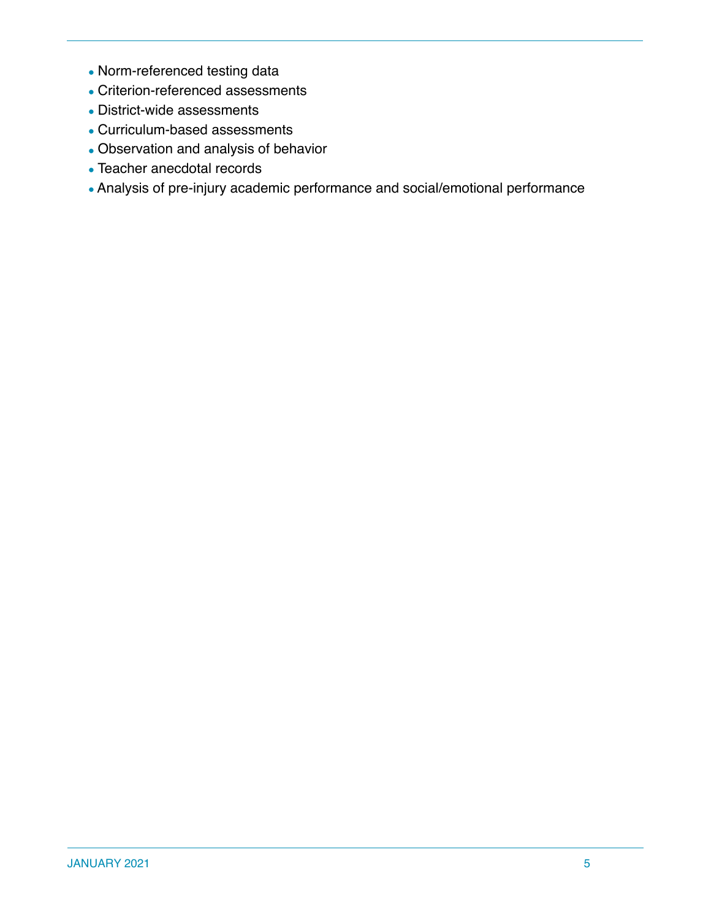- Norm-referenced testing data
- Criterion-referenced assessments
- District-wide assessments
- Curriculum-based assessments
- Observation and analysis of behavior
- Teacher anecdotal records
- Analysis of pre-injury academic performance and social/emotional performance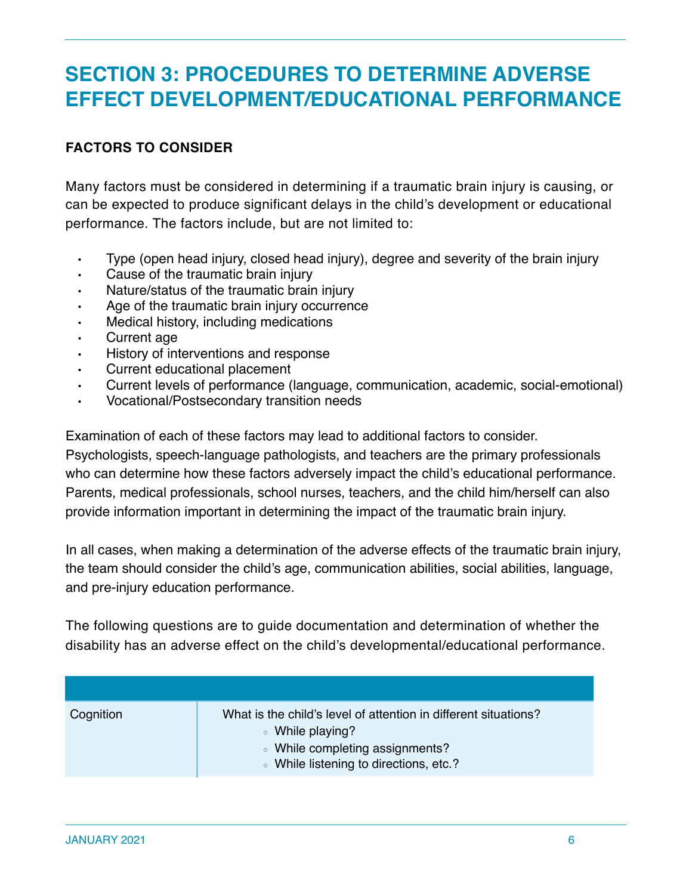# SECTION 3: PROCEDURES TO DETERMINE ADVERSE EFFECT DEVELOPMENT/EDUCATIONAL PERFORMANCE

## FACTORS TO CONSIDER

Many factors must be considered in determining if a traumatic brain injury is causing, or can be expected to produce significant delays in the child's development or educational performance. The factors include, but are not limited to:

- Type (open head injury, closed head injury), degree and severity of the brain injury
- Cause of the traumatic brain injury
- Nature/status of the traumatic brain injury
- Age of the traumatic brain injury occurrence
- Medical history, including medications
- Current age
- History of interventions and response
- Current educational placement
- Current levels of performance (language, communication, academic, social-emotional)
- Vocational/Postsecondary transition needs

Examination of each of these factors may lead to additional factors to consider. Psychologists, speech-language pathologists, and teachers are the primary professionals who can determine how these factors adversely impact the child's educational performance. Parents, medical professionals, school nurses, teachers, and the child him/herself can also provide information important in determining the impact of the traumatic brain injury.

In all cases, when making a determination of the adverse effects of the traumatic brain injury, the team should consider the child's age, communication abilities, social abilities, language, and pre-injury education performance.

The following questions are to guide documentation and determination of whether the disability has an adverse effect on the child's developmental/educational performance.

| | |
|---|---|
| Cognition | What is the child's level of attention in different situations?<br>◦ While playing?<br>◦ While completing assignments?<br>◦ While listening to directions, etc.? |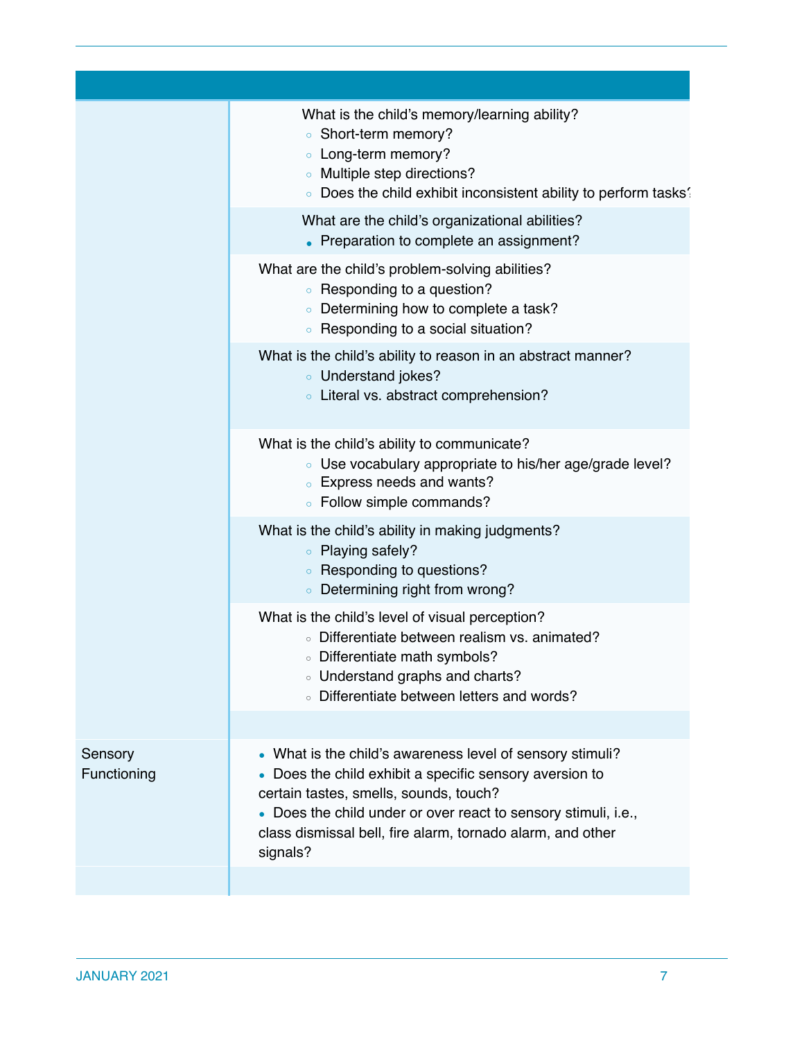| | |
|---|---|
| | What is the child's memory/learning ability?<br>◦ Short-term memory?<br>◦ Long-term memory?<br>◦ Multiple step directions?<br>◦ Does the child exhibit inconsistent ability to perform tasks? |
| | What are the child's organizational abilities?<br>• Preparation to complete an assignment? |
| | What are the child's problem-solving abilities?<br>◦ Responding to a question?<br>◦ Determining how to complete a task?<br>◦ Responding to a social situation? |
| | What is the child's ability to reason in an abstract manner?<br>◦ Understand jokes?<br>◦ Literal vs. abstract comprehension? |
| | What is the child's ability to communicate?<br>◦ Use vocabulary appropriate to his/her age/grade level?<br>◦ Express needs and wants?<br>◦ Follow simple commands? |
| | What is the child's ability in making judgments?<br>◦ Playing safely?<br>◦ Responding to questions?<br>◦ Determining right from wrong? |
| | What is the child's level of visual perception?<br>◦ Differentiate between realism vs. animated?<br>◦ Differentiate math symbols?<br>◦ Understand graphs and charts?<br>◦ Differentiate between letters and words? |
| | |
| Sensory Functioning | • What is the child's awareness level of sensory stimuli?<br>• Does the child exhibit a specific sensory aversion to certain tastes, smells, sounds, touch?<br>• Does the child under or over react to sensory stimuli, i.e., class dismissal bell, fire alarm, tornado alarm, and other signals? |
| | |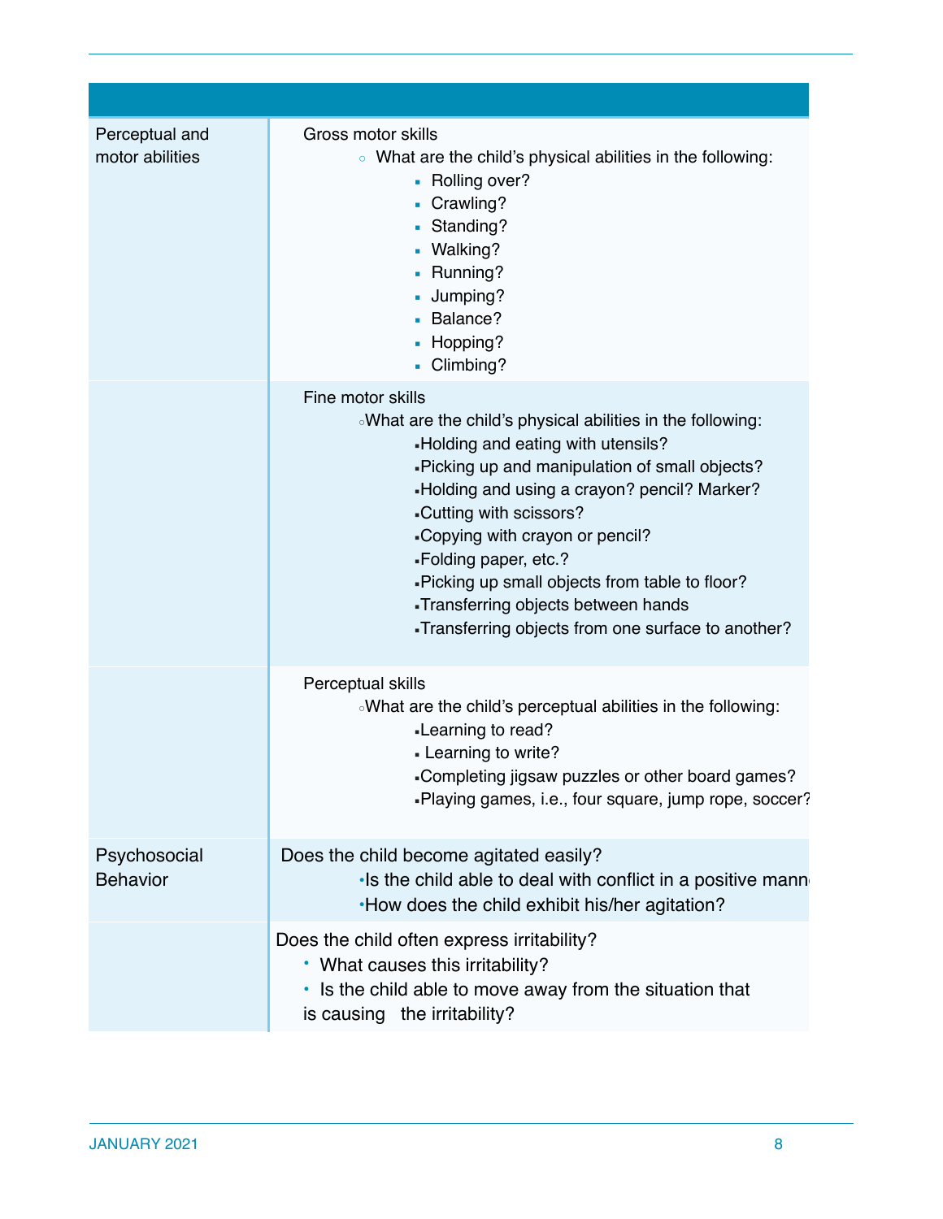| | |
|---|---|
| Perceptual and motor abilities | Gross motor skills<br>◦ What are the child's physical abilities in the following:<br>▪ Rolling over?<br>▪ Crawling?<br>▪ Standing?<br>▪ Walking?<br>▪ Running?<br>▪ Jumping?<br>▪ Balance?<br>▪ Hopping?<br>▪ Climbing? |
| | Fine motor skills<br>◦ What are the child's physical abilities in the following:<br>▪ Holding and eating with utensils?<br>▪ Picking up and manipulation of small objects?<br>▪ Holding and using a crayon? pencil? Marker?<br>▪ Cutting with scissors?<br>▪ Copying with crayon or pencil?<br>▪ Folding paper, etc.?<br>▪ Picking up small objects from table to floor?<br>▪ Transferring objects between hands<br>▪ Transferring objects from one surface to another? |
| | Perceptual skills<br>◦ What are the child's perceptual abilities in the following:<br>▪ Learning to read?<br>▪ Learning to write?<br>▪ Completing jigsaw puzzles or other board games?<br>▪ Playing games, i.e., four square, jump rope, soccer? |
| Psychosocial Behavior | Does the child become agitated easily?<br>• Is the child able to deal with conflict in a positive manne<br>• How does the child exhibit his/her agitation? |
| | Does the child often express irritability?<br>• What causes this irritability?<br>• Is the child able to move away from the situation that is causing the irritability? |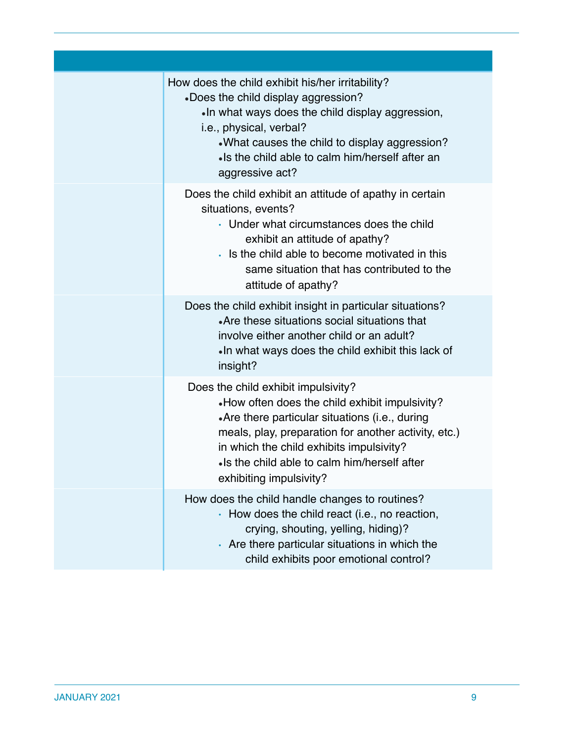| | |
|---|---|
| | How does the child exhibit his/her irritability?<br>• Does the child display aggression?<br>• In what ways does the child display aggression, i.e., physical, verbal?<br>• What causes the child to display aggression?<br>• Is the child able to calm him/herself after an aggressive act? |
| | Does the child exhibit an attitude of apathy in certain situations, events?<br>• Under what circumstances does the child exhibit an attitude of apathy?<br>• Is the child able to become motivated in this same situation that has contributed to the attitude of apathy? |
| | Does the child exhibit insight in particular situations?<br>• Are these situations social situations that involve either another child or an adult?<br>• In what ways does the child exhibit this lack of insight? |
| | Does the child exhibit impulsivity?<br>• How often does the child exhibit impulsivity?<br>• Are there particular situations (i.e., during meals, play, preparation for another activity, etc.) in which the child exhibits impulsivity?<br>• Is the child able to calm him/herself after exhibiting impulsivity? |
| | How does the child handle changes to routines?<br>• How does the child react (i.e., no reaction, crying, shouting, yelling, hiding)?<br>• Are there particular situations in which the child exhibits poor emotional control? |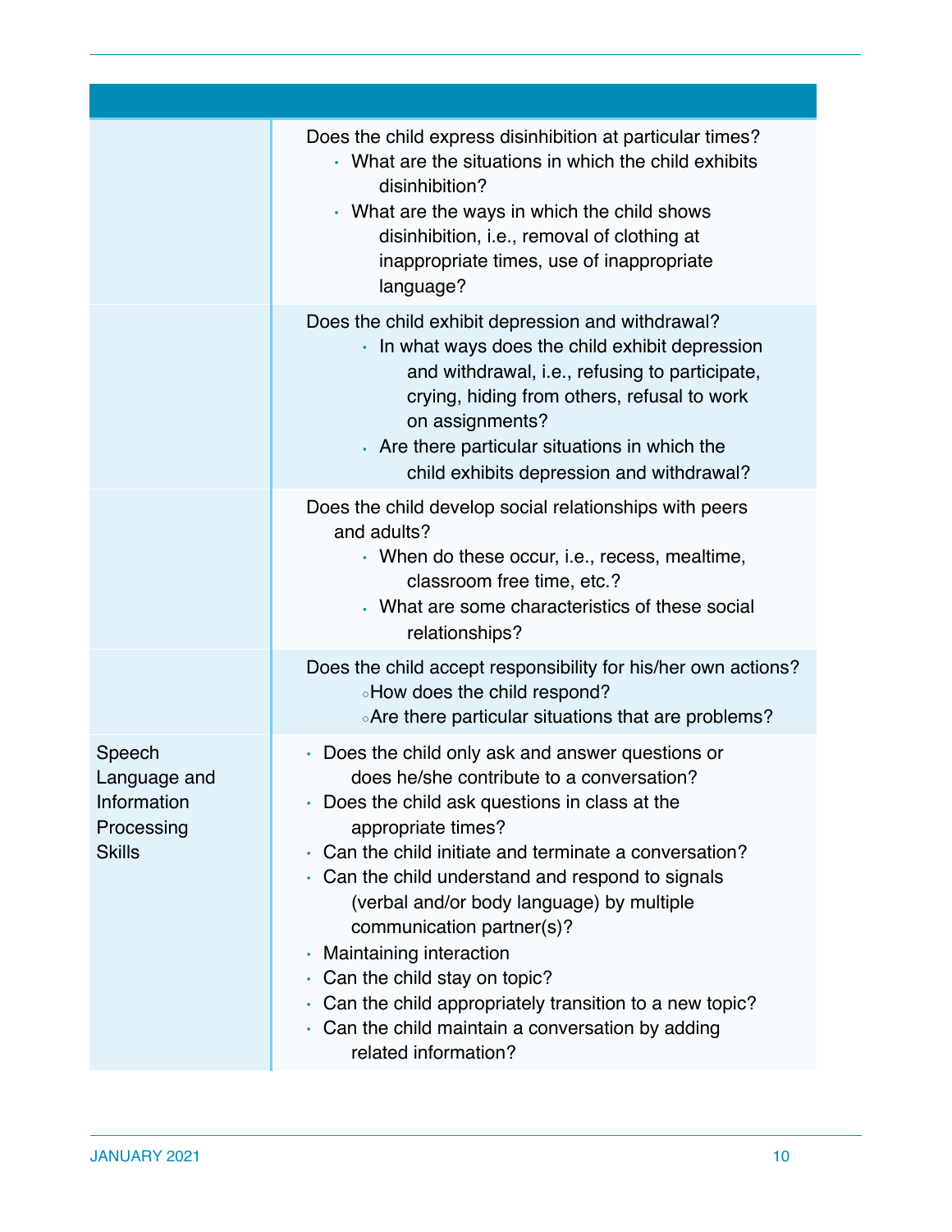| | |
|---|---|
| | Does the child express disinhibition at particular times?<br>• What are the situations in which the child exhibits disinhibition?<br>• What are the ways in which the child shows disinhibition, i.e., removal of clothing at inappropriate times, use of inappropriate language? |
| | Does the child exhibit depression and withdrawal?<br>• In what ways does the child exhibit depression and withdrawal, i.e., refusing to participate, crying, hiding from others, refusal to work on assignments?<br>• Are there particular situations in which the child exhibits depression and withdrawal? |
| | Does the child develop social relationships with peers and adults?<br>• When do these occur, i.e., recess, mealtime, classroom free time, etc.?<br>• What are some characteristics of these social relationships? |
| | Does the child accept responsibility for his/her own actions?<br>◦ How does the child respond?<br>◦ Are there particular situations that are problems? |
| Speech Language and Information Processing Skills | • Does the child only ask and answer questions or does he/she contribute to a conversation?<br>• Does the child ask questions in class at the appropriate times?<br>• Can the child initiate and terminate a conversation?<br>• Can the child understand and respond to signals (verbal and/or body language) by multiple communication partner(s)?<br>• Maintaining interaction<br>• Can the child stay on topic?<br>• Can the child appropriately transition to a new topic?<br>• Can the child maintain a conversation by adding related information? |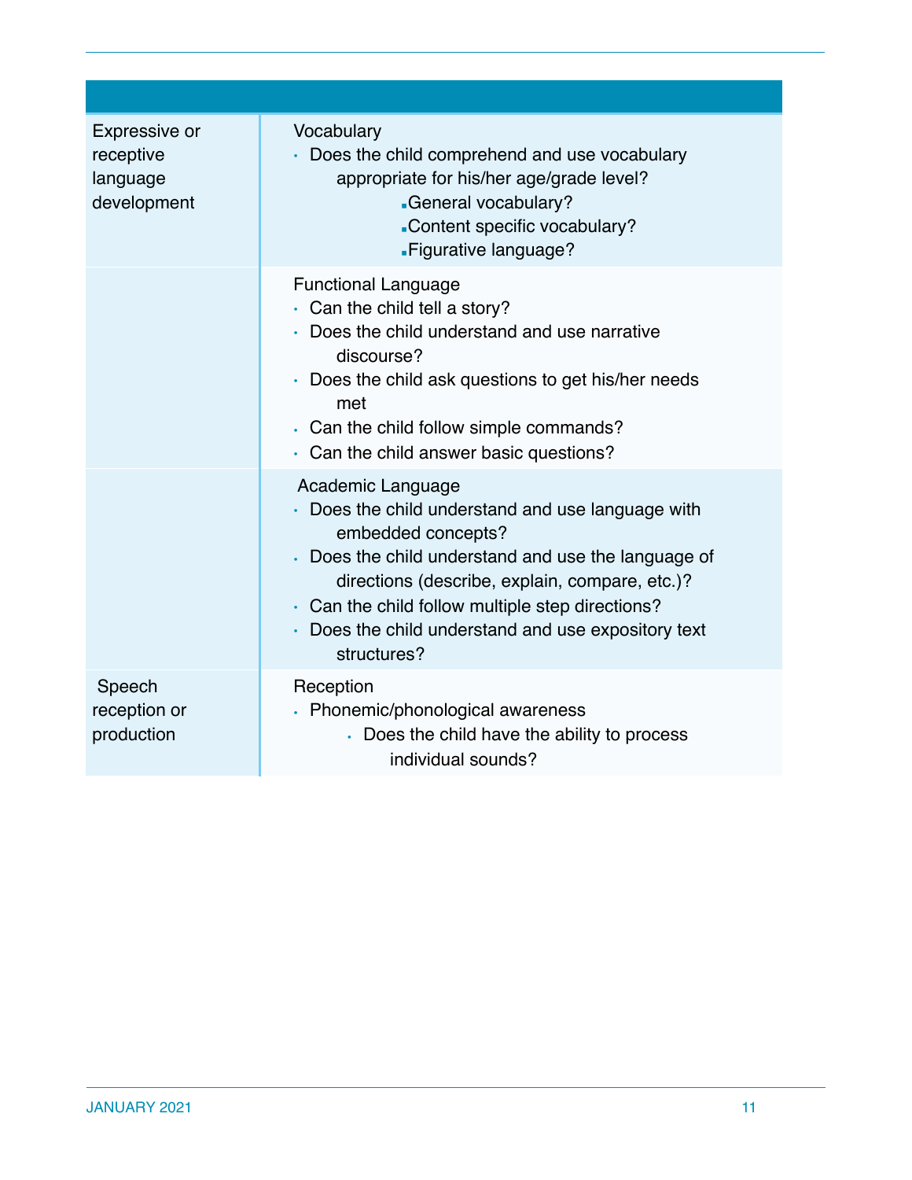| | |
|---|---|
| Expressive or receptive language development | Vocabulary<br>• Does the child comprehend and use vocabulary appropriate for his/her age/grade level?<br>▪ General vocabulary?<br>▪ Content specific vocabulary?<br>▪ Figurative language? |
| | Functional Language<br>• Can the child tell a story?<br>• Does the child understand and use narrative discourse?<br>• Does the child ask questions to get his/her needs met<br>• Can the child follow simple commands?<br>• Can the child answer basic questions? |
| | Academic Language<br>• Does the child understand and use language with embedded concepts?<br>• Does the child understand and use the language of directions (describe, explain, compare, etc.)?<br>• Can the child follow multiple step directions?<br>• Does the child understand and use expository text structures? |
| Speech reception or production | Reception<br>• Phonemic/phonological awareness<br>• Does the child have the ability to process individual sounds? |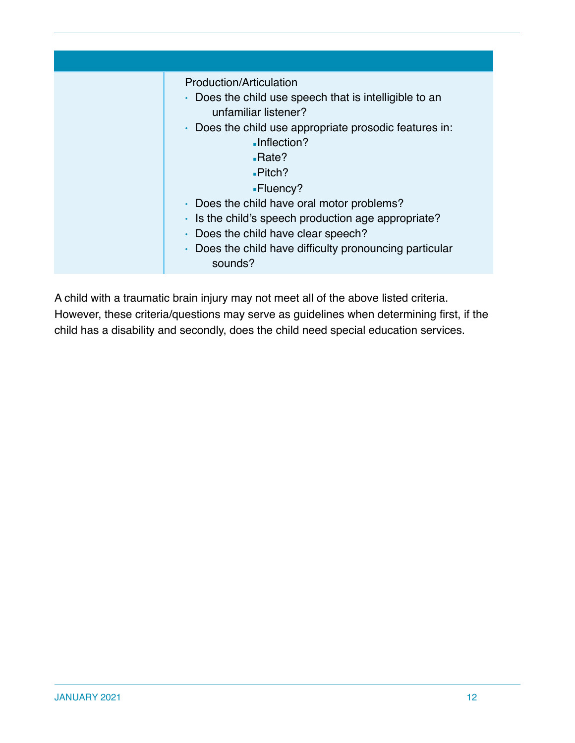| | |
|---|---|
| | Production/Articulation<br>• Does the child use speech that is intelligible to an unfamiliar listener?<br>• Does the child use appropriate prosodic features in:<br>▪ Inflection?<br>▪ Rate?<br>▪ Pitch?<br>▪ Fluency?<br>• Does the child have oral motor problems?<br>• Is the child's speech production age appropriate?<br>• Does the child have clear speech?<br>• Does the child have difficulty pronouncing particular sounds? |

A child with a traumatic brain injury may not meet all of the above listed criteria. However, these criteria/questions may serve as guidelines when determining first, if the child has a disability and secondly, does the child need special education services.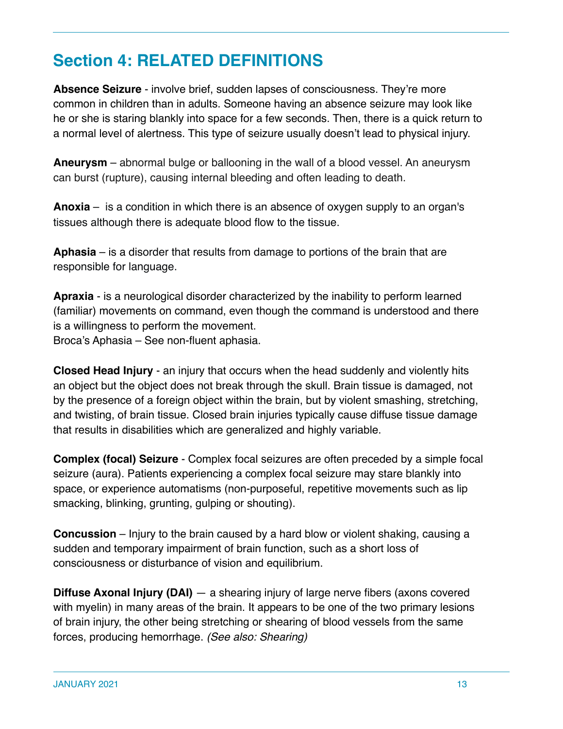## Section 4: RELATED DEFINITIONS

**Absence Seizure** - involve brief, sudden lapses of consciousness. They're more common in children than in adults. Someone having an absence seizure may look like he or she is staring blankly into space for a few seconds. Then, there is a quick return to a normal level of alertness. This type of seizure usually doesn't lead to physical injury.

**Aneurysm** – abnormal bulge or ballooning in the wall of a blood vessel. An aneurysm can burst (rupture), causing internal bleeding and often leading to death.

**Anoxia** – is a condition in which there is an absence of oxygen supply to an organ's tissues although there is adequate blood flow to the tissue.

**Aphasia** – is a disorder that results from damage to portions of the brain that are responsible for language.

**Apraxia** - is a neurological disorder characterized by the inability to perform learned (familiar) movements on command, even though the command is understood and there is a willingness to perform the movement.
Broca's Aphasia – See non-fluent aphasia.

**Closed Head Injury** - an injury that occurs when the head suddenly and violently hits an object but the object does not break through the skull. Brain tissue is damaged, not by the presence of a foreign object within the brain, but by violent smashing, stretching, and twisting, of brain tissue. Closed brain injuries typically cause diffuse tissue damage that results in disabilities which are generalized and highly variable.

**Complex (focal) Seizure** - Complex focal seizures are often preceded by a simple focal seizure (aura). Patients experiencing a complex focal seizure may stare blankly into space, or experience automatisms (non-purposeful, repetitive movements such as lip smacking, blinking, grunting, gulping or shouting).

**Concussion** – Injury to the brain caused by a hard blow or violent shaking, causing a sudden and temporary impairment of brain function, such as a short loss of consciousness or disturbance of vision and equilibrium.

**Diffuse Axonal Injury (DAI)** — a shearing injury of large nerve fibers (axons covered with myelin) in many areas of the brain. It appears to be one of the two primary lesions of brain injury, the other being stretching or shearing of blood vessels from the same forces, producing hemorrhage. *(See also: Shearing)*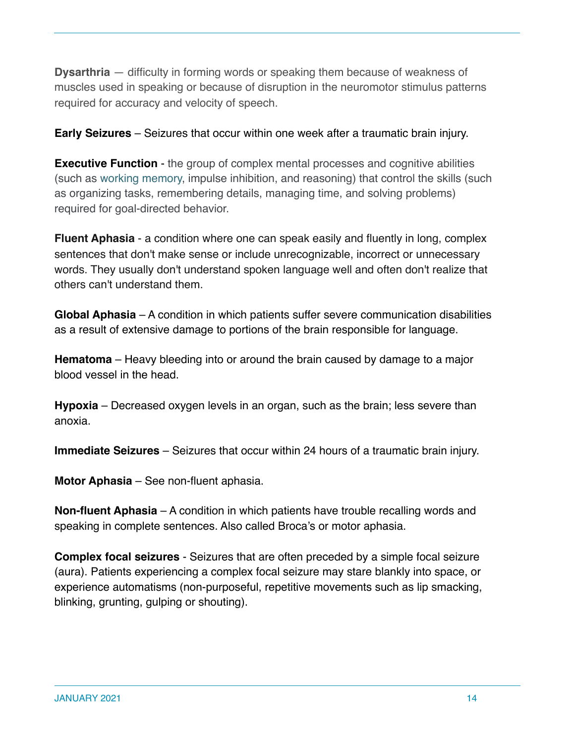**Dysarthria** — difficulty in forming words or speaking them because of weakness of muscles used in speaking or because of disruption in the neuromotor stimulus patterns required for accuracy and velocity of speech.

**Early Seizures** – Seizures that occur within one week after a traumatic brain injury.

**Executive Function** - the group of complex mental processes and cognitive abilities (such as working memory, impulse inhibition, and reasoning) that control the skills (such as organizing tasks, remembering details, managing time, and solving problems) required for goal-directed behavior.

**Fluent Aphasia** - a condition where one can speak easily and fluently in long, complex sentences that don't make sense or include unrecognizable, incorrect or unnecessary words. They usually don't understand spoken language well and often don't realize that others can't understand them.

**Global Aphasia** – A condition in which patients suffer severe communication disabilities as a result of extensive damage to portions of the brain responsible for language.

**Hematoma** – Heavy bleeding into or around the brain caused by damage to a major blood vessel in the head.

**Hypoxia** – Decreased oxygen levels in an organ, such as the brain; less severe than anoxia.

**Immediate Seizures** – Seizures that occur within 24 hours of a traumatic brain injury.

**Motor Aphasia** – See non-fluent aphasia.

**Non-fluent Aphasia** – A condition in which patients have trouble recalling words and speaking in complete sentences. Also called Broca's or motor aphasia.

**Complex focal seizures** - Seizures that are often preceded by a simple focal seizure (aura). Patients experiencing a complex focal seizure may stare blankly into space, or experience automatisms (non-purposeful, repetitive movements such as lip smacking, blinking, grunting, gulping or shouting).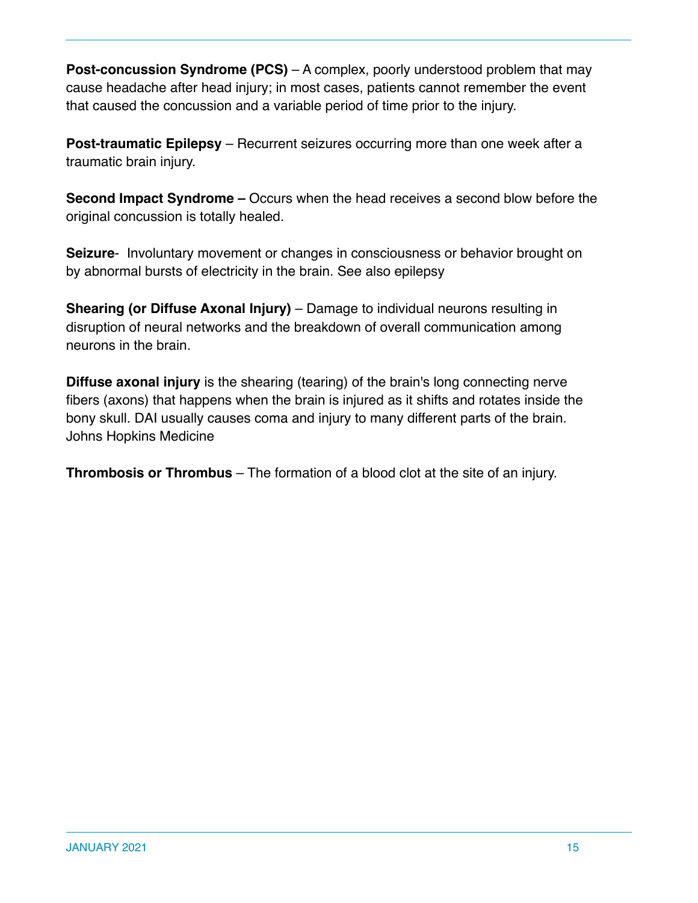**Post-concussion Syndrome (PCS)** – A complex, poorly understood problem that may cause headache after head injury; in most cases, patients cannot remember the event that caused the concussion and a variable period of time prior to the injury.

**Post-traumatic Epilepsy** – Recurrent seizures occurring more than one week after a traumatic brain injury.

**Second Impact Syndrome –** Occurs when the head receives a second blow before the original concussion is totally healed.

**Seizure**- Involuntary movement or changes in consciousness or behavior brought on by abnormal bursts of electricity in the brain. See also epilepsy

**Shearing (or Diffuse Axonal Injury)** – Damage to individual neurons resulting in disruption of neural networks and the breakdown of overall communication among neurons in the brain.

**Diffuse axonal injury** is the shearing (tearing) of the brain's long connecting nerve fibers (axons) that happens when the brain is injured as it shifts and rotates inside the bony skull. DAI usually causes coma and injury to many different parts of the brain. Johns Hopkins Medicine

**Thrombosis or Thrombus** – The formation of a blood clot at the site of an injury.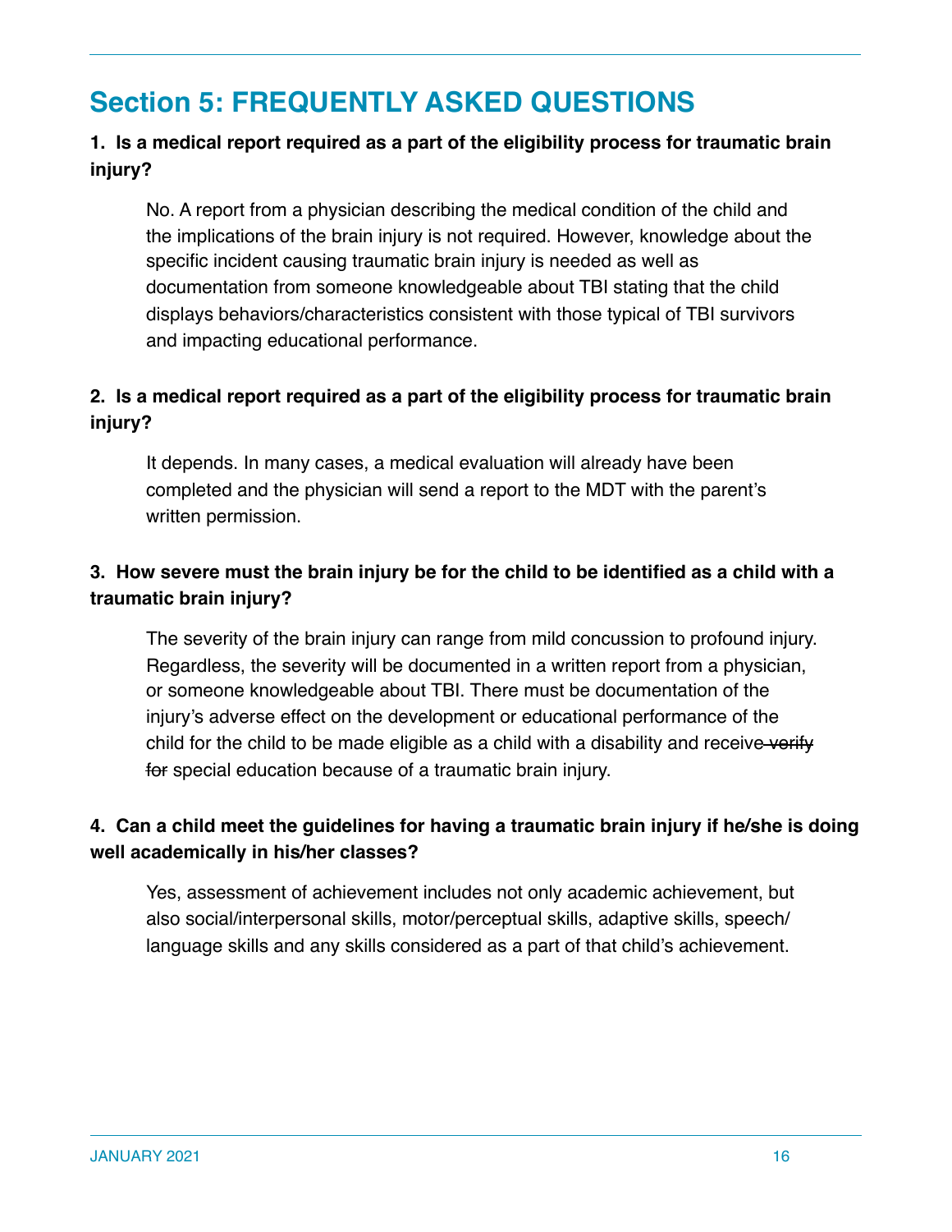# Section 5: FREQUENTLY ASKED QUESTIONS

**1. Is a medical report required as a part of the eligibility process for traumatic brain injury?**

No. A report from a physician describing the medical condition of the child and the implications of the brain injury is not required. However, knowledge about the specific incident causing traumatic brain injury is needed as well as documentation from someone knowledgeable about TBI stating that the child displays behaviors/characteristics consistent with those typical of TBI survivors and impacting educational performance.

**2. Is a medical report required as a part of the eligibility process for traumatic brain injury?**

It depends. In many cases, a medical evaluation will already have been completed and the physician will send a report to the MDT with the parent's written permission.

**3. How severe must the brain injury be for the child to be identified as a child with a traumatic brain injury?**

The severity of the brain injury can range from mild concussion to profound injury. Regardless, the severity will be documented in a written report from a physician, or someone knowledgeable about TBI. There must be documentation of the injury's adverse effect on the development or educational performance of the child for the child to be made eligible as a child with a disability and receive~~ verify for~~ special education because of a traumatic brain injury.

**4. Can a child meet the guidelines for having a traumatic brain injury if he/she is doing well academically in his/her classes?**

Yes, assessment of achievement includes not only academic achievement, but also social/interpersonal skills, motor/perceptual skills, adaptive skills, speech/language skills and any skills considered as a part of that child's achievement.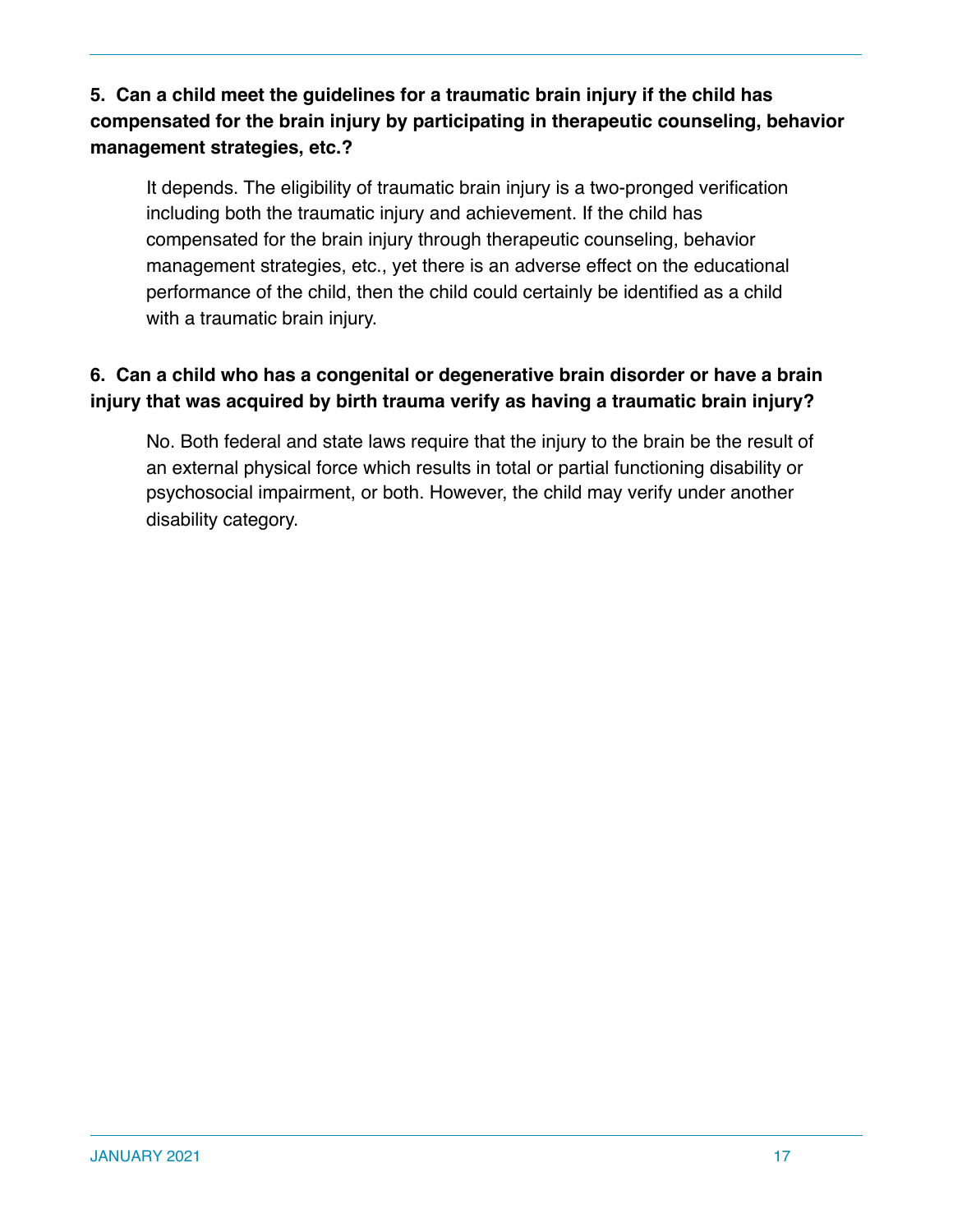**5. Can a child meet the guidelines for a traumatic brain injury if the child has compensated for the brain injury by participating in therapeutic counseling, behavior management strategies, etc.?**

It depends. The eligibility of traumatic brain injury is a two-pronged verification including both the traumatic injury and achievement. If the child has compensated for the brain injury through therapeutic counseling, behavior management strategies, etc., yet there is an adverse effect on the educational performance of the child, then the child could certainly be identified as a child with a traumatic brain injury.

**6. Can a child who has a congenital or degenerative brain disorder or have a brain injury that was acquired by birth trauma verify as having a traumatic brain injury?**

No. Both federal and state laws require that the injury to the brain be the result of an external physical force which results in total or partial functioning disability or psychosocial impairment, or both. However, the child may verify under another disability category.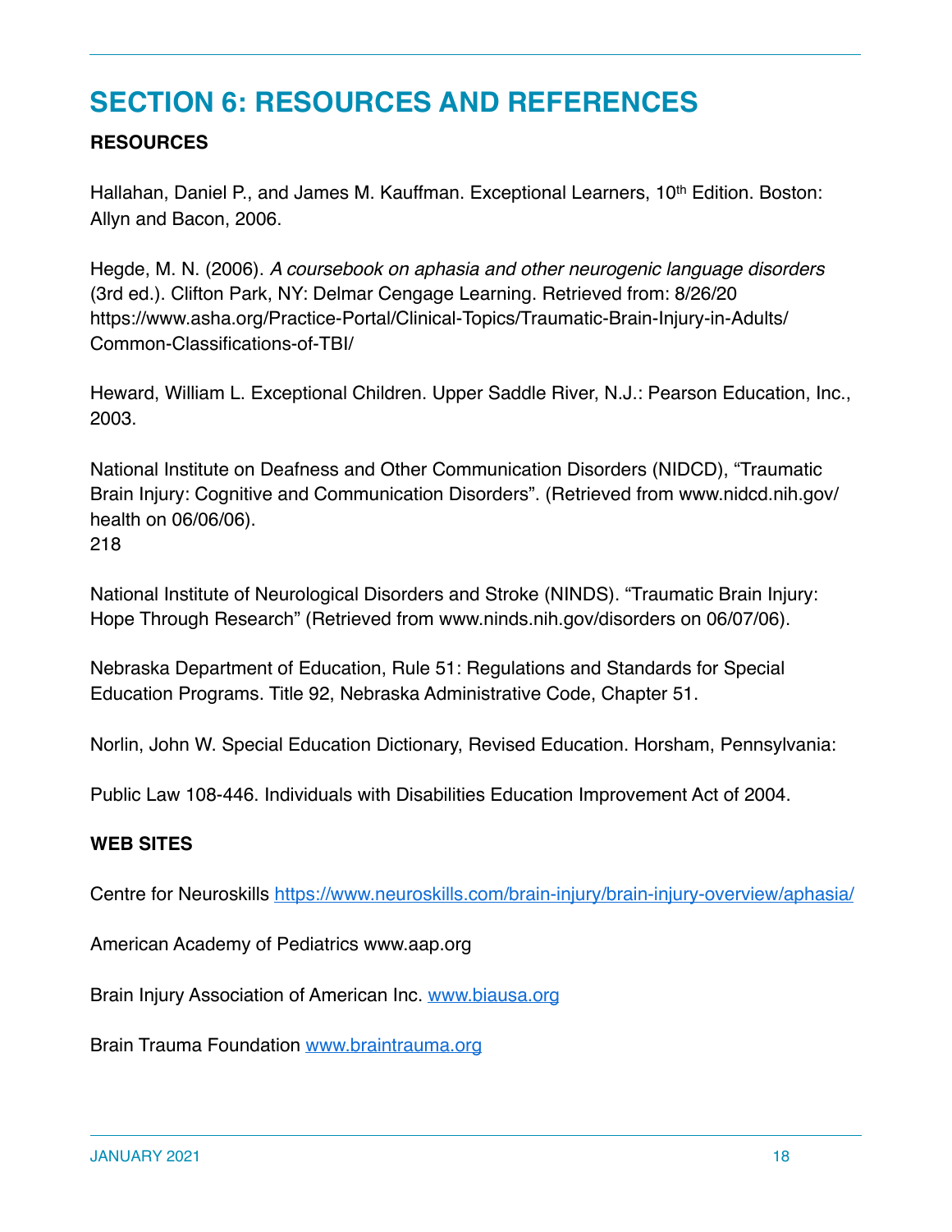# SECTION 6: RESOURCES AND REFERENCES

**RESOURCES**

Hallahan, Daniel P., and James M. Kauffman. Exceptional Learners, 10th Edition. Boston: Allyn and Bacon, 2006.

Hegde, M. N. (2006). *A coursebook on aphasia and other neurogenic language disorders* (3rd ed.). Clifton Park, NY: Delmar Cengage Learning. Retrieved from: 8/26/20 https://www.asha.org/Practice-Portal/Clinical-Topics/Traumatic-Brain-Injury-in-Adults/Common-Classifications-of-TBI/

Heward, William L. Exceptional Children. Upper Saddle River, N.J.: Pearson Education, Inc., 2003.

National Institute on Deafness and Other Communication Disorders (NIDCD), "Traumatic Brain Injury: Cognitive and Communication Disorders". (Retrieved from www.nidcd.nih.gov/health on 06/06/06).
218

National Institute of Neurological Disorders and Stroke (NINDS). "Traumatic Brain Injury: Hope Through Research" (Retrieved from www.ninds.nih.gov/disorders on 06/07/06).

Nebraska Department of Education, Rule 51: Regulations and Standards for Special Education Programs. Title 92, Nebraska Administrative Code, Chapter 51.

Norlin, John W. Special Education Dictionary, Revised Education. Horsham, Pennsylvania:

Public Law 108-446. Individuals with Disabilities Education Improvement Act of 2004.

**WEB SITES**

Centre for Neuroskills https://www.neuroskills.com/brain-injury/brain-injury-overview/aphasia/

American Academy of Pediatrics www.aap.org

Brain Injury Association of American Inc. www.biausa.org

Brain Trauma Foundation www.braintrauma.org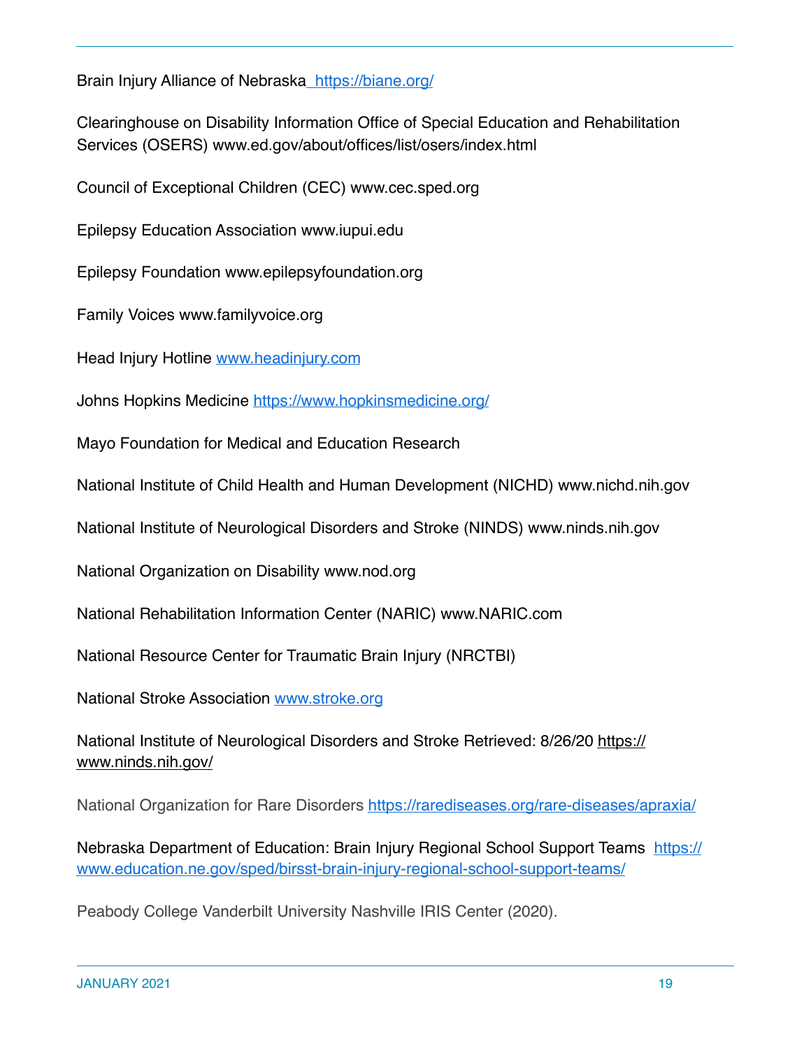Brain Injury Alliance of Nebraska https://biane.org/

Clearinghouse on Disability Information Office of Special Education and Rehabilitation Services (OSERS) www.ed.gov/about/offices/list/osers/index.html

Council of Exceptional Children (CEC) www.cec.sped.org

Epilepsy Education Association www.iupui.edu

Epilepsy Foundation www.epilepsyfoundation.org

Family Voices www.familyvoice.org

Head Injury Hotline www.headinjury.com

Johns Hopkins Medicine https://www.hopkinsmedicine.org/

Mayo Foundation for Medical and Education Research

National Institute of Child Health and Human Development (NICHD) www.nichd.nih.gov

National Institute of Neurological Disorders and Stroke (NINDS) www.ninds.nih.gov

National Organization on Disability www.nod.org

National Rehabilitation Information Center (NARIC) www.NARIC.com

National Resource Center for Traumatic Brain Injury (NRCTBI)

National Stroke Association www.stroke.org

National Institute of Neurological Disorders and Stroke Retrieved: 8/26/20 https://www.ninds.nih.gov/

National Organization for Rare Disorders https://rarediseases.org/rare-diseases/apraxia/

Nebraska Department of Education: Brain Injury Regional School Support Teams https://www.education.ne.gov/sped/birsst-brain-injury-regional-school-support-teams/

Peabody College Vanderbilt University Nashville IRIS Center (2020).